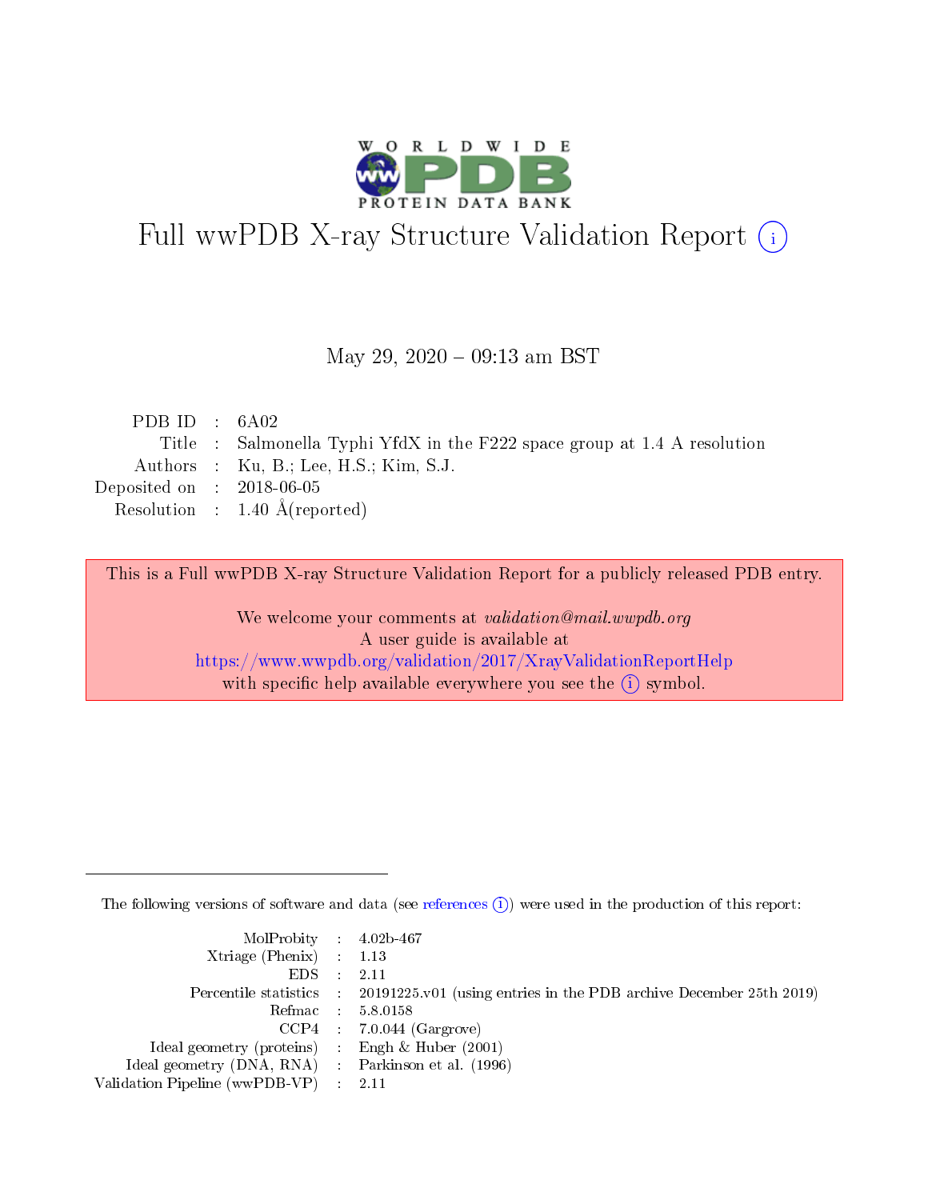# Full wwPDB X-ray Structure Validation Report

May 29, 2020 – 09:13 am BST

|  |  |  |
|---|---|---|
| PDB ID | : | 6A02 |
| Title | : | Salmonella Typhi YfdX in the F222 space group at 1.4 A resolution |
| Authors | : | Ku, B.; Lee, H.S.; Kim, S.J. |
| Deposited on | : | 2018-06-05 |
| Resolution | : | 1.40 Å(reported) |

This is a Full wwPDB X-ray Structure Validation Report for a publicly released PDB entry.

We welcome your comments at *validation@mail.wwpdb.org*
A user guide is available at
https://www.wwpdb.org/validation/2017/XrayValidationReportHelp
with specific help available everywhere you see the (i) symbol.

---

The following versions of software and data (see references (i)) were used in the production of this report:

|  |  |  |
|---|---|---|
| MolProbity | : | 4.02b-467 |
| Xtriage (Phenix) | : | 1.13 |
| EDS | : | 2.11 |
| Percentile statistics | : | 20191225.v01 (using entries in the PDB archive December 25th 2019) |
| Refmac | : | 5.8.0158 |
| CCP4 | : | 7.0.044 (Gargrove) |
| Ideal geometry (proteins) | : | Engh & Huber (2001) |
| Ideal geometry (DNA, RNA) | : | Parkinson et al. (1996) |
| Validation Pipeline (wwPDB-VP) | : | 2.11 |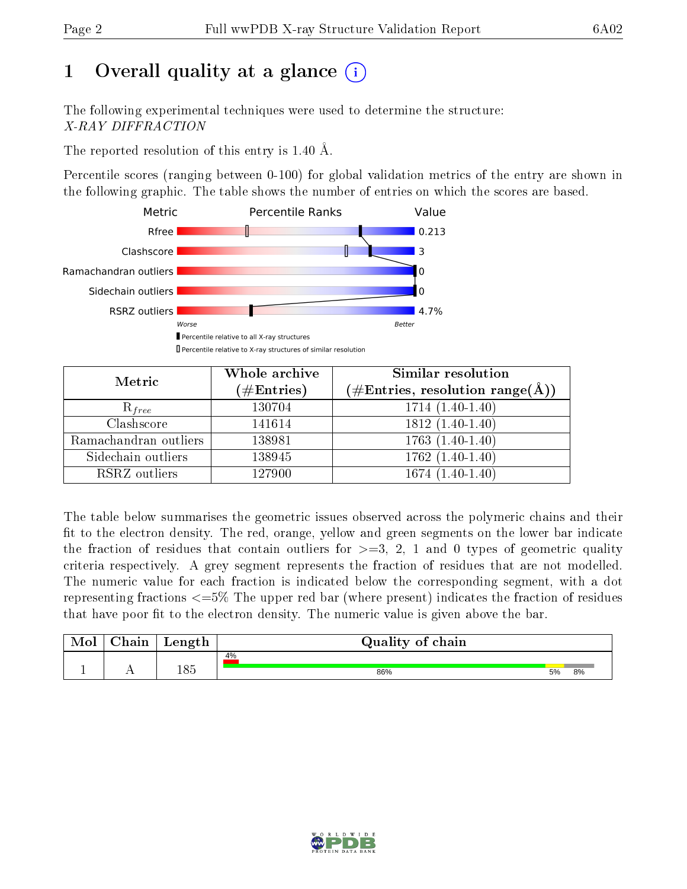# 1 Overall quality at a glance

The following experimental techniques were used to determine the structure:
*X-RAY DIFFRACTION*

The reported resolution of this entry is 1.40 Å.

Percentile scores (ranging between 0-100) for global validation metrics of the entry are shown in the following graphic. The table shows the number of entries on which the scores are based.

| Metric | Value |
|---|---|
| Rfree | 0.213 |
| Clashscore | 3 |
| Ramachandran outliers | 0 |
| Sidechain outliers | 0 |
| RSRZ outliers | 4.7% |

Worse ← → Better

▮ Percentile relative to all X-ray structures
▯ Percentile relative to X-ray structures of similar resolution

| Metric | Whole archive (#Entries) | Similar resolution (#Entries, resolution range(Å)) |
|---|---|---|
| $R_{free}$ | 130704 | 1714 (1.40-1.40) |
| Clashscore | 141614 | 1812 (1.40-1.40) |
| Ramachandran outliers | 138981 | 1763 (1.40-1.40) |
| Sidechain outliers | 138945 | 1762 (1.40-1.40) |
| RSRZ outliers | 127900 | 1674 (1.40-1.40) |

The table below summarises the geometric issues observed across the polymeric chains and their fit to the electron density. The red, orange, yellow and green segments on the lower bar indicate the fraction of residues that contain outliers for >=3, 2, 1 and 0 types of geometric quality criteria respectively. A grey segment represents the fraction of residues that are not modelled. The numeric value for each fraction is indicated below the corresponding segment, with a dot representing fractions <=5% The upper red bar (where present) indicates the fraction of residues that have poor fit to the electron density. The numeric value is given above the bar.

| Mol | Chain | Length | Quality of chain |
|---|---|---|---|
| 1 | A | 185 | 4% (poor fit); 86% (green), 5% (yellow), 8% (grey) |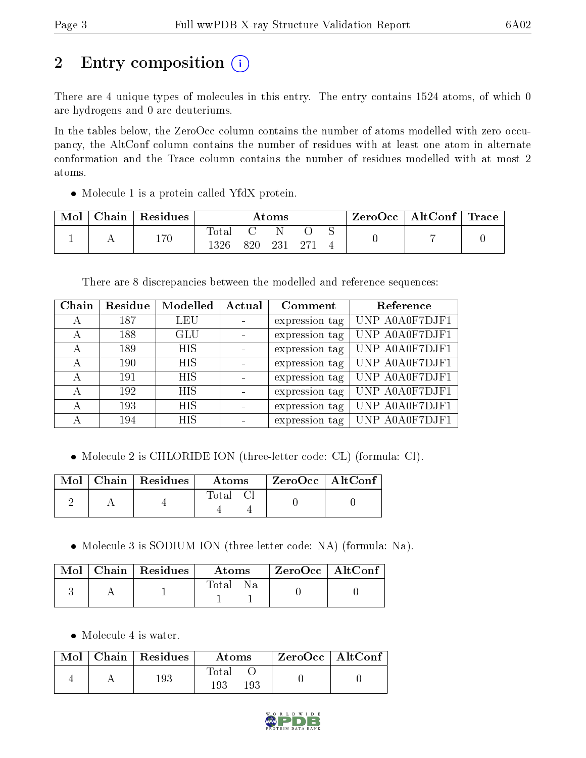# 2 Entry composition (i)

There are 4 unique types of molecules in this entry. The entry contains 1524 atoms, of which 0 are hydrogens and 0 are deuteriums.

In the tables below, the ZeroOcc column contains the number of atoms modelled with zero occupancy, the AltConf column contains the number of residues with at least one atom in alternate conformation and the Trace column contains the number of residues modelled with at most 2 atoms.

- Molecule 1 is a protein called YfdX protein.

| Mol | Chain | Residues | Atoms | | | | | ZeroOcc | AltConf | Trace |
|---|---|---|---|---|---|---|---|---|---|---|
| 1 | A | 170 | Total | C | N | O | S | 0 | 7 | 0 |
| | | | 1326 | 820 | 231 | 271 | 4 | | | |

There are 8 discrepancies between the modelled and reference sequences:

| Chain | Residue | Modelled | Actual | Comment | Reference |
|---|---|---|---|---|---|
| A | 187 | LEU | - | expression tag | UNP A0A0F7DJF1 |
| A | 188 | GLU | - | expression tag | UNP A0A0F7DJF1 |
| A | 189 | HIS | - | expression tag | UNP A0A0F7DJF1 |
| A | 190 | HIS | - | expression tag | UNP A0A0F7DJF1 |
| A | 191 | HIS | - | expression tag | UNP A0A0F7DJF1 |
| A | 192 | HIS | - | expression tag | UNP A0A0F7DJF1 |
| A | 193 | HIS | - | expression tag | UNP A0A0F7DJF1 |
| A | 194 | HIS | - | expression tag | UNP A0A0F7DJF1 |

- Molecule 2 is CHLORIDE ION (three-letter code: CL) (formula: Cl).

| Mol | Chain | Residues | Atoms | | ZeroOcc | AltConf |
|---|---|---|---|---|---|---|
| 2 | A | 4 | Total | Cl | 0 | 0 |
| | | | 4 | 4 | | |

- Molecule 3 is SODIUM ION (three-letter code: NA) (formula: Na).

| Mol | Chain | Residues | Atoms | | ZeroOcc | AltConf |
|---|---|---|---|---|---|---|
| 3 | A | 1 | Total | Na | 0 | 0 |
| | | | 1 | 1 | | |

- Molecule 4 is water.

| Mol | Chain | Residues | Atoms | | ZeroOcc | AltConf |
|---|---|---|---|---|---|---|
| 4 | A | 193 | Total | O | 0 | 0 |
| | | | 193 | 193 | | |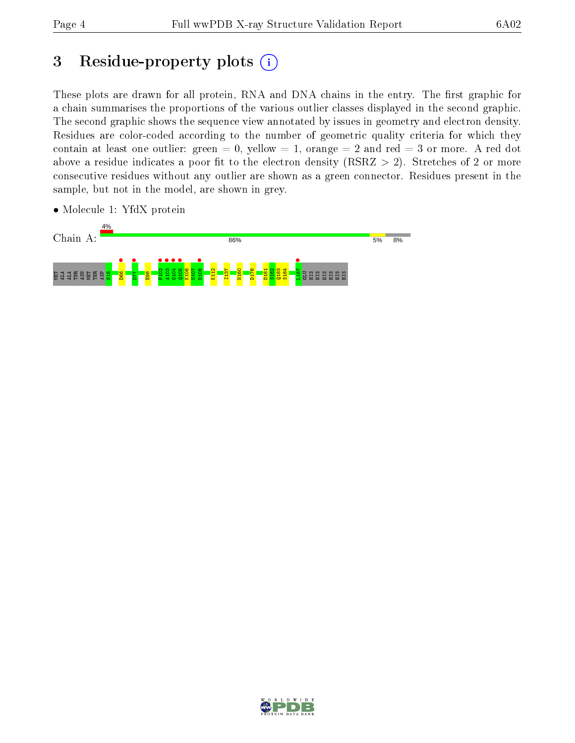# 3 Residue-property plots

These plots are drawn for all protein, RNA and DNA chains in the entry. The first graphic for a chain summarises the proportions of the various outlier classes displayed in the second graphic. The second graphic shows the sequence view annotated by issues in geometry and electron density. Residues are color-coded according to the number of geometric quality criteria for which they contain at least one outlier: green = 0, yellow = 1, orange = 2 and red = 3 or more. A red dot above a residue indicates a poor fit to the electron density (RSRZ > 2). Stretches of 2 or more consecutive residues without any outlier are shown as a green connector. Residues present in the sample, but not in the model, are shown in grey.

- Molecule 1: YfdX protein

Chain A: 4% | 86% | 5% | 8%

MET ALA ALA THR ASN MET THR ASP N18 D66 D77 E98 P102 A103 G104 Q105 K106 N107 D108 K112 I137 N160 D176 D181 S182 Q183 S184 L187 GLU HIS HIS HIS HIS HIS HIS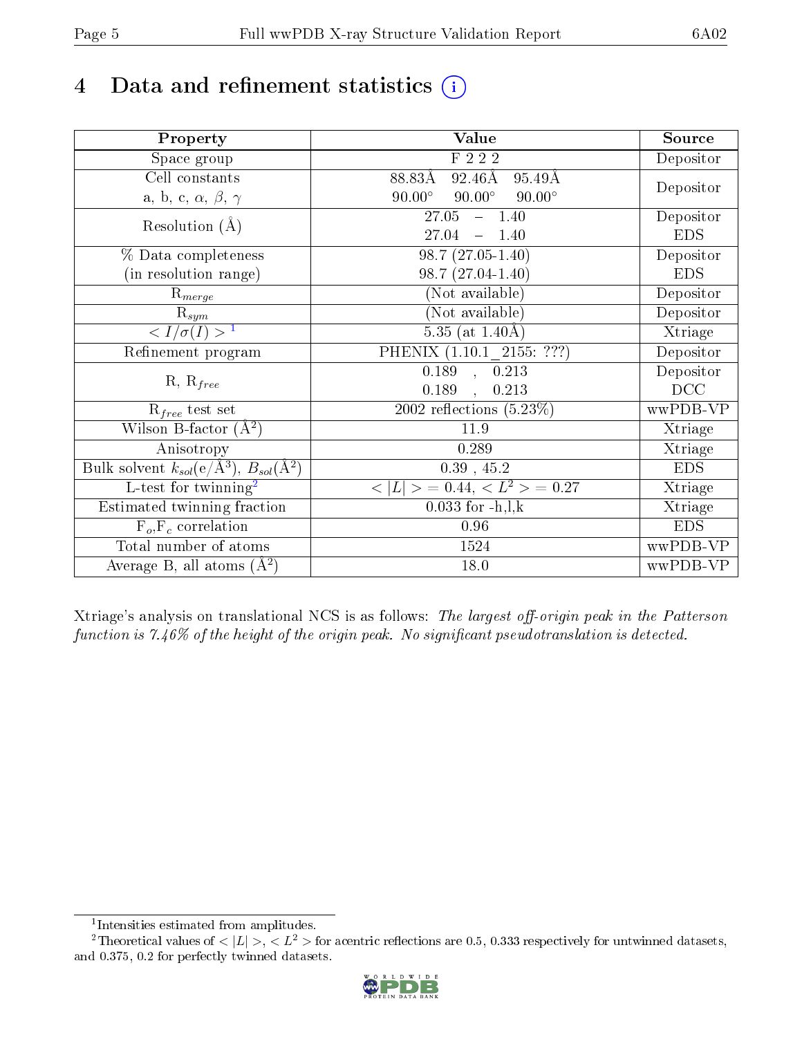# 4 Data and refinement statistics (i)

| Property | Value | Source |
|---|---|---|
| Space group | F 2 2 2 | Depositor |
| Cell constants<br>a, b, c, $\alpha$, $\beta$, $\gamma$ | 88.83Å 92.46Å 95.49Å<br>90.00° 90.00° 90.00° | Depositor |
| Resolution (Å) | 27.05 – 1.40<br>27.04 – 1.40 | Depositor<br>EDS |
| % Data completeness<br>(in resolution range) | 98.7 (27.05-1.40)<br>98.7 (27.04-1.40) | Depositor<br>EDS |
| $R_{merge}$ | (Not available) | Depositor |
| $R_{sym}$ | (Not available) | Depositor |
| $< I/\sigma(I) >$ [1] | 5.35 (at 1.40Å) | Xtriage |
| Refinement program | PHENIX (1.10.1_2155: ???) | Depositor |
| R, $R_{free}$ | 0.189 , 0.213<br>0.189 , 0.213 | Depositor<br>DCC |
| $R_{free}$ test set | 2002 reflections (5.23%) | wwPDB-VP |
| Wilson B-factor (Å$^2$) | 11.9 | Xtriage |
| Anisotropy | 0.289 | Xtriage |
| Bulk solvent $k_{sol}$(e/Å$^3$), $B_{sol}$(Å$^2$) | 0.39 , 45.2 | EDS |
| L-test for twinning[2] | $< \|L\| > = 0.44$, $< L^2 > = 0.27$ | Xtriage |
| Estimated twinning fraction | 0.033 for -h,l,k | Xtriage |
| $F_o$,$F_c$ correlation | 0.96 | EDS |
| Total number of atoms | 1524 | wwPDB-VP |
| Average B, all atoms (Å$^2$) | 18.0 | wwPDB-VP |

Xtriage's analysis on translational NCS is as follows: *The largest off-origin peak in the Patterson function is 7.46% of the height of the origin peak. No significant pseudotranslation is detected.*

[1] Intensities estimated from amplitudes.

[2] Theoretical values of $< |L| >$, $< L^2 >$ for acentric reflections are 0.5, 0.333 respectively for untwinned datasets, and 0.375, 0.2 for perfectly twinned datasets.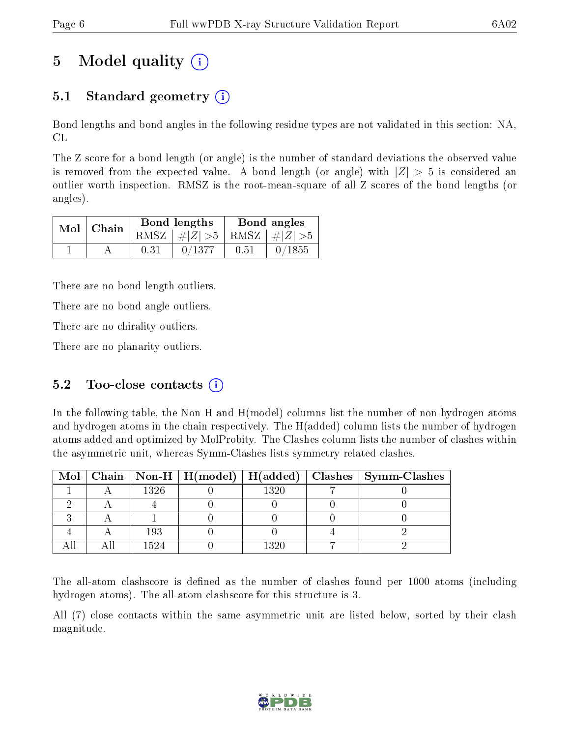# 5 Model quality (i)

## 5.1 Standard geometry (i)

Bond lengths and bond angles in the following residue types are not validated in this section: NA, CL

The Z score for a bond length (or angle) is the number of standard deviations the observed value is removed from the expected value. A bond length (or angle) with $|Z| > 5$ is considered an outlier worth inspection. RMSZ is the root-mean-square of all Z scores of the bond lengths (or angles).

| Mol | Chain | Bond lengths | | Bond angles | |
|---|---|---|---|---|---|
| | | RMSZ | $\#|Z| > 5$ | RMSZ | $\#|Z| > 5$ |
| 1 | A | 0.31 | 0/1377 | 0.51 | 0/1855 |

There are no bond length outliers.

There are no bond angle outliers.

There are no chirality outliers.

There are no planarity outliers.

## 5.2 Too-close contacts (i)

In the following table, the Non-H and H(model) columns list the number of non-hydrogen atoms and hydrogen atoms in the chain respectively. The H(added) column lists the number of hydrogen atoms added and optimized by MolProbity. The Clashes column lists the number of clashes within the asymmetric unit, whereas Symm-Clashes lists symmetry related clashes.

| Mol | Chain | Non-H | H(model) | H(added) | Clashes | Symm-Clashes |
|---|---|---|---|---|---|---|
| 1 | A | 1326 | 0 | 1320 | 7 | 0 |
| 2 | A | 4 | 0 | 0 | 0 | 0 |
| 3 | A | 1 | 0 | 0 | 0 | 0 |
| 4 | A | 193 | 0 | 0 | 4 | 2 |
| All | All | 1524 | 0 | 1320 | 7 | 2 |

The all-atom clashscore is defined as the number of clashes found per 1000 atoms (including hydrogen atoms). The all-atom clashscore for this structure is 3.

All (7) close contacts within the same asymmetric unit are listed below, sorted by their clash magnitude.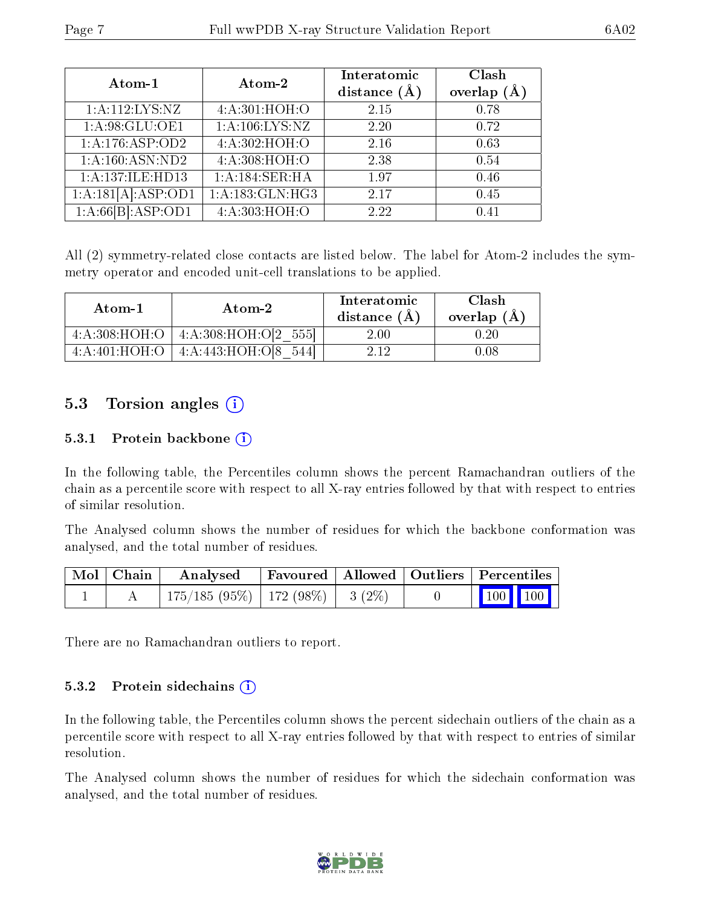| Atom-1 | Atom-2 | Interatomic distance (Å) | Clash overlap (Å) |
| --- | --- | --- | --- |
| 1:A:112:LYS:NZ | 4:A:301:HOH:O | 2.15 | 0.78 |
| 1:A:98:GLU:OE1 | 1:A:106:LYS:NZ | 2.20 | 0.72 |
| 1:A:176:ASP:OD2 | 4:A:302:HOH:O | 2.16 | 0.63 |
| 1:A:160:ASN:ND2 | 4:A:308:HOH:O | 2.38 | 0.54 |
| 1:A:137:ILE:HD13 | 1:A:184:SER:HA | 1.97 | 0.46 |
| 1:A:181[A]:ASP:OD1 | 1:A:183:GLN:HG3 | 2.17 | 0.45 |
| 1:A:66[B]:ASP:OD1 | 4:A:303:HOH:O | 2.22 | 0.41 |

All (2) symmetry-related close contacts are listed below. The label for Atom-2 includes the symmetry operator and encoded unit-cell translations to be applied.

| Atom-1 | Atom-2 | Interatomic distance (Å) | Clash overlap (Å) |
| --- | --- | --- | --- |
| 4:A:308:HOH:O | 4:A:308:HOH:O[2_555] | 2.00 | 0.20 |
| 4:A:401:HOH:O | 4:A:443:HOH:O[8_544] | 2.12 | 0.08 |

## 5.3 Torsion angles

### 5.3.1 Protein backbone

In the following table, the Percentiles column shows the percent Ramachandran outliers of the chain as a percentile score with respect to all X-ray entries followed by that with respect to entries of similar resolution.

The Analysed column shows the number of residues for which the backbone conformation was analysed, and the total number of residues.

| Mol | Chain | Analysed | Favoured | Allowed | Outliers | Percentiles | |
| --- | --- | --- | --- | --- | --- | --- | --- |
| 1 | A | 175/185 (95%) | 172 (98%) | 3 (2%) | 0 | 100 | 100 |

There are no Ramachandran outliers to report.

### 5.3.2 Protein sidechains

In the following table, the Percentiles column shows the percent sidechain outliers of the chain as a percentile score with respect to all X-ray entries followed by that with respect to entries of similar resolution.

The Analysed column shows the number of residues for which the sidechain conformation was analysed, and the total number of residues.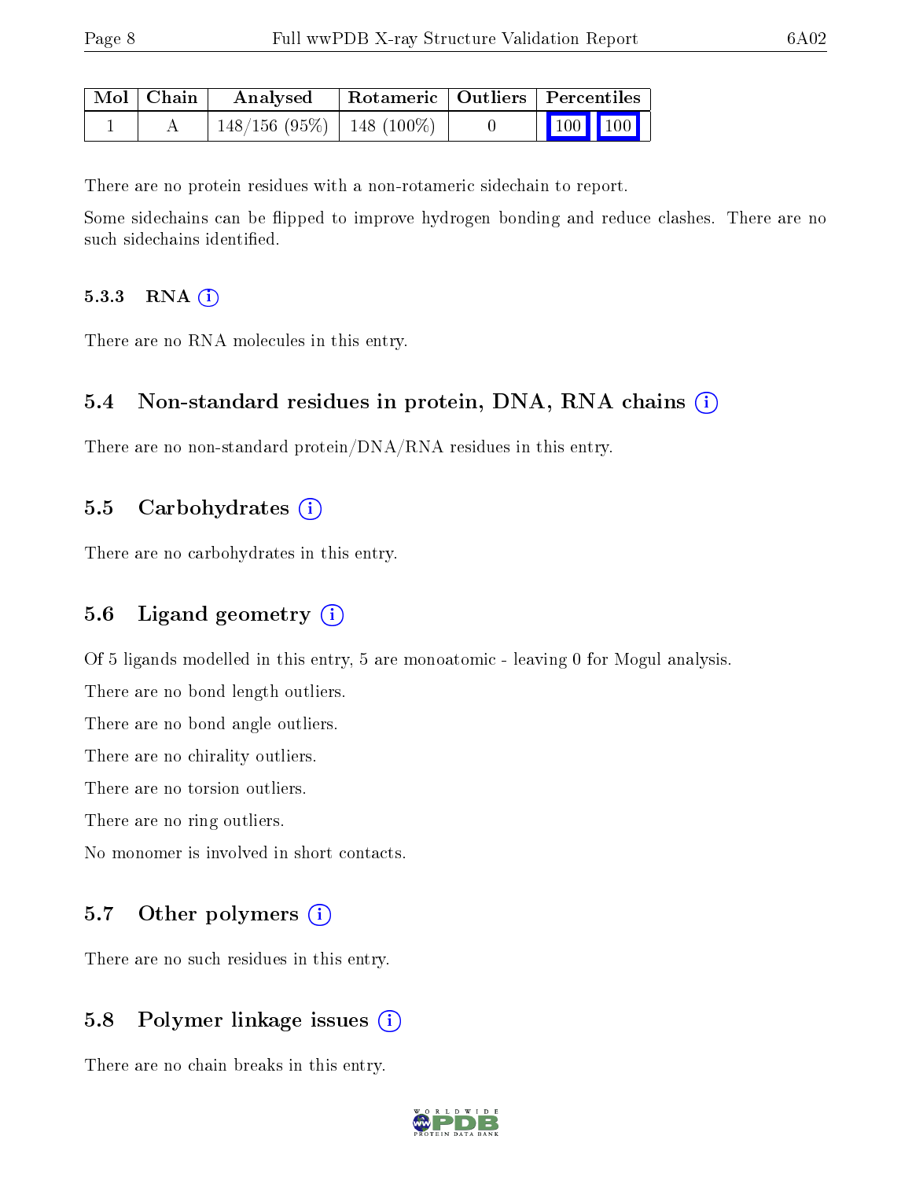| Mol | Chain | Analysed | Rotameric | Outliers | Percentiles | |
|---|---|---|---|---|---|---|
| 1 | A | 148/156 (95%) | 148 (100%) | 0 | 100 | 100 |

There are no protein residues with a non-rotameric sidechain to report.

Some sidechains can be flipped to improve hydrogen bonding and reduce clashes. There are no such sidechains identified.

#### 5.3.3 RNA (i)

There are no RNA molecules in this entry.

### 5.4 Non-standard residues in protein, DNA, RNA chains (i)

There are no non-standard protein/DNA/RNA residues in this entry.

### 5.5 Carbohydrates (i)

There are no carbohydrates in this entry.

### 5.6 Ligand geometry (i)

Of 5 ligands modelled in this entry, 5 are monoatomic - leaving 0 for Mogul analysis.

There are no bond length outliers.

There are no bond angle outliers.

There are no chirality outliers.

There are no torsion outliers.

There are no ring outliers.

No monomer is involved in short contacts.

### 5.7 Other polymers (i)

There are no such residues in this entry.

### 5.8 Polymer linkage issues (i)

There are no chain breaks in this entry.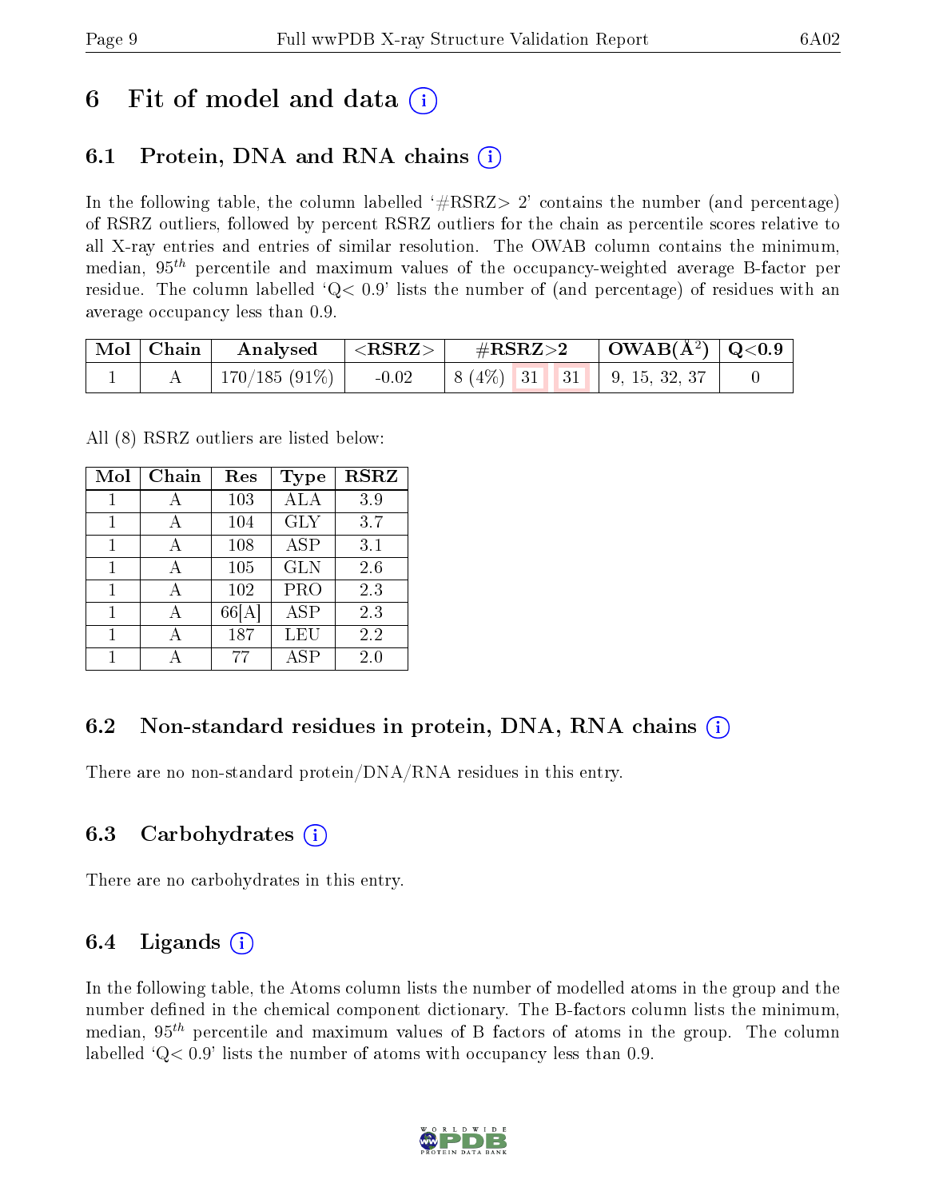# 6 Fit of model and data (i)

## 6.1 Protein, DNA and RNA chains (i)

In the following table, the column labelled '#RSRZ> 2' contains the number (and percentage) of RSRZ outliers, followed by percent RSRZ outliers for the chain as percentile scores relative to all X-ray entries and entries of similar resolution. The OWAB column contains the minimum, median, $95^{th}$ percentile and maximum values of the occupancy-weighted average B-factor per residue. The column labelled 'Q< 0.9' lists the number of (and percentage) of residues with an average occupancy less than 0.9.

| Mol | Chain | Analysed | <RSRZ> | #RSRZ>2 | | | OWAB(Å$^2$) | Q<0.9 |
|---|---|---|---|---|---|---|---|---|
| 1 | A | 170/185 (91%) | -0.02 | 8 (4%) | 31 | 31 | 9, 15, 32, 37 | 0 |

All (8) RSRZ outliers are listed below:

| Mol | Chain | Res | Type | RSRZ |
|---|---|---|---|---|
| 1 | A | 103 | ALA | 3.9 |
| 1 | A | 104 | GLY | 3.7 |
| 1 | A | 108 | ASP | 3.1 |
| 1 | A | 105 | GLN | 2.6 |
| 1 | A | 102 | PRO | 2.3 |
| 1 | A | 66[A] | ASP | 2.3 |
| 1 | A | 187 | LEU | 2.2 |
| 1 | A | 77 | ASP | 2.0 |

## 6.2 Non-standard residues in protein, DNA, RNA chains (i)

There are no non-standard protein/DNA/RNA residues in this entry.

## 6.3 Carbohydrates (i)

There are no carbohydrates in this entry.

## 6.4 Ligands (i)

In the following table, the Atoms column lists the number of modelled atoms in the group and the number defined in the chemical component dictionary. The B-factors column lists the minimum, median, $95^{th}$ percentile and maximum values of B factors of atoms in the group. The column labelled 'Q< 0.9' lists the number of atoms with occupancy less than 0.9.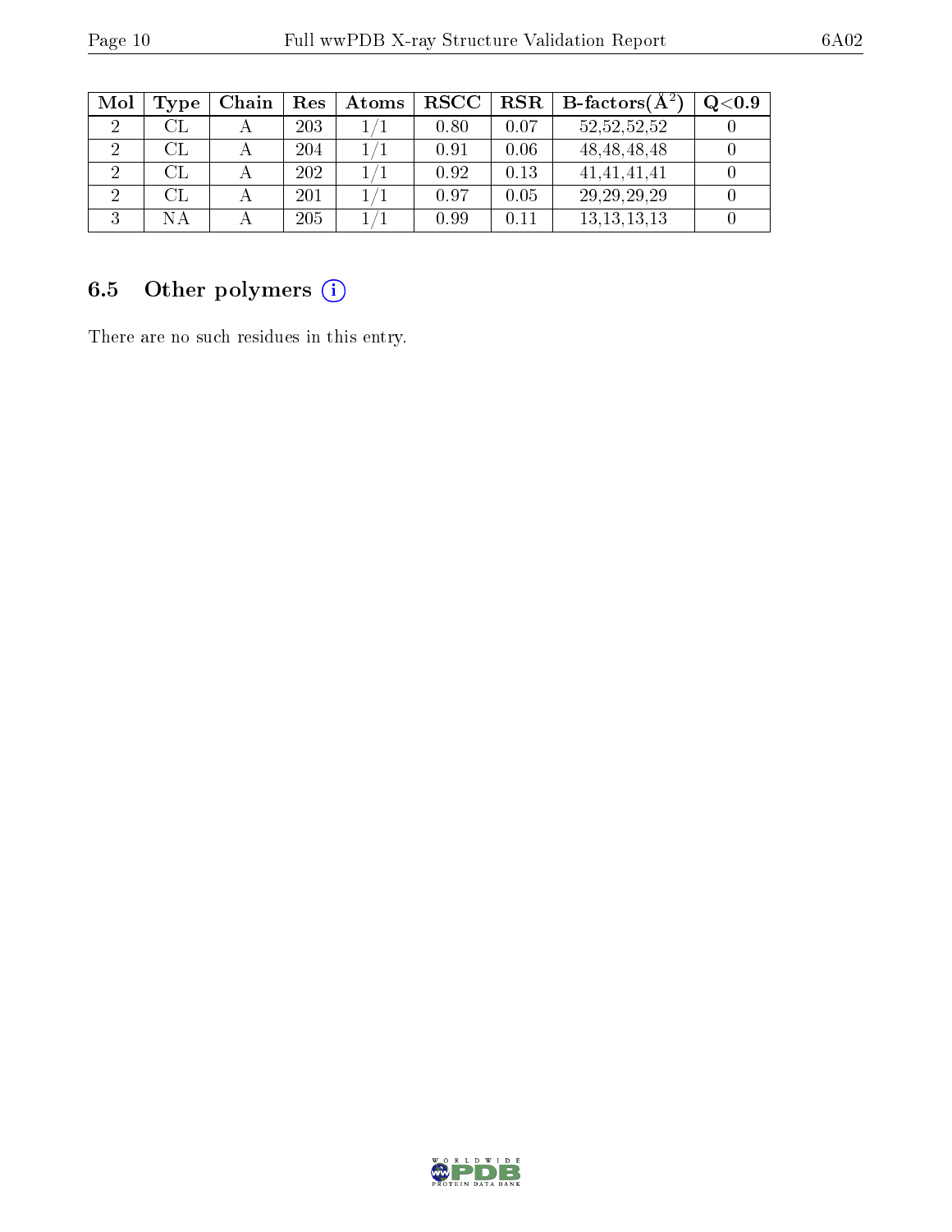| Mol | Type | Chain | Res | Atoms | RSCC | RSR | B-factors($Å^2$) | Q<0.9 |
|---|---|---|---|---|---|---|---|---|
| 2 | CL | A | 203 | 1/1 | 0.80 | 0.07 | 52,52,52,52 | 0 |
| 2 | CL | A | 204 | 1/1 | 0.91 | 0.06 | 48,48,48,48 | 0 |
| 2 | CL | A | 202 | 1/1 | 0.92 | 0.13 | 41,41,41,41 | 0 |
| 2 | CL | A | 201 | 1/1 | 0.97 | 0.05 | 29,29,29,29 | 0 |
| 3 | NA | A | 205 | 1/1 | 0.99 | 0.11 | 13,13,13,13 | 0 |

## 6.5 Other polymers

There are no such residues in this entry.